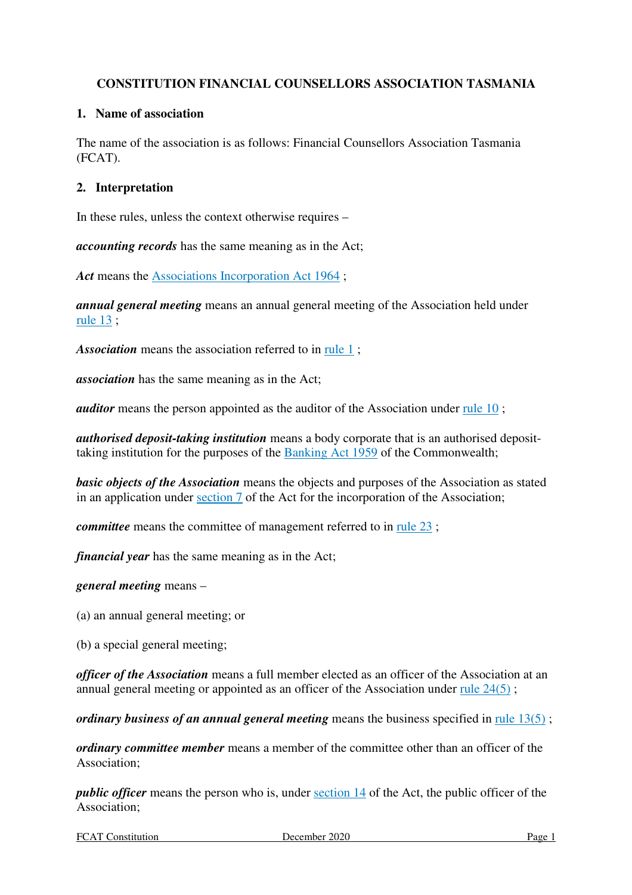# CONSTITUTION FINANCIAL COUNSELLORS ASSOCIATION TASMANIA

## 1. Name of association

The name of the association is as follows: Financial Counsellors Association Tasmania (FCAT).

## 2. Interpretation

In these rules, unless the context otherwise requires –

***accounting records*** has the same meaning as in the Act;

***Act*** means the Associations Incorporation Act 1964 ;

***annual general meeting*** means an annual general meeting of the Association held under rule 13 ;

***Association*** means the association referred to in rule 1 ;

***association*** has the same meaning as in the Act;

***auditor*** means the person appointed as the auditor of the Association under rule 10 ;

***authorised deposit-taking institution*** means a body corporate that is an authorised deposit-taking institution for the purposes of the Banking Act 1959 of the Commonwealth;

***basic objects of the Association*** means the objects and purposes of the Association as stated in an application under section 7 of the Act for the incorporation of the Association;

***committee*** means the committee of management referred to in rule 23 ;

***financial year*** has the same meaning as in the Act;

***general meeting*** means –

(a) an annual general meeting; or

(b) a special general meeting;

***officer of the Association*** means a full member elected as an officer of the Association at an annual general meeting or appointed as an officer of the Association under rule 24(5) ;

***ordinary business of an annual general meeting*** means the business specified in rule 13(5) ;

***ordinary committee member*** means a member of the committee other than an officer of the Association;

***public officer*** means the person who is, under section 14 of the Act, the public officer of the Association;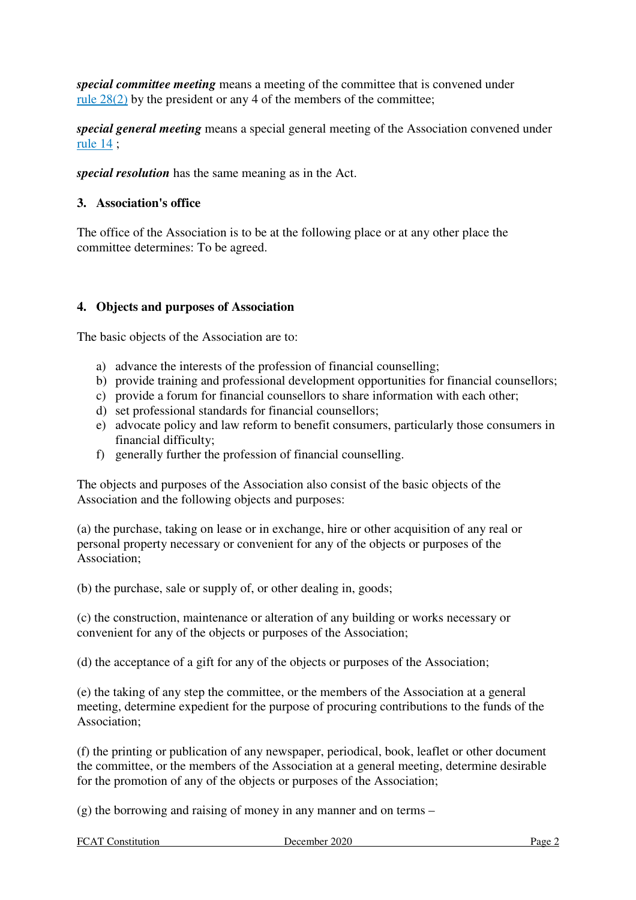***special committee meeting*** means a meeting of the committee that is convened under rule 28(2) by the president or any 4 of the members of the committee;

***special general meeting*** means a special general meeting of the Association convened under rule 14 ;

***special resolution*** has the same meaning as in the Act.

### 3. Association's office

The office of the Association is to be at the following place or at any other place the committee determines: To be agreed.

### 4. Objects and purposes of Association

The basic objects of the Association are to:

a) advance the interests of the profession of financial counselling;
b) provide training and professional development opportunities for financial counsellors;
c) provide a forum for financial counsellors to share information with each other;
d) set professional standards for financial counsellors;
e) advocate policy and law reform to benefit consumers, particularly those consumers in financial difficulty;
f) generally further the profession of financial counselling.

The objects and purposes of the Association also consist of the basic objects of the Association and the following objects and purposes:

(a) the purchase, taking on lease or in exchange, hire or other acquisition of any real or personal property necessary or convenient for any of the objects or purposes of the Association;

(b) the purchase, sale or supply of, or other dealing in, goods;

(c) the construction, maintenance or alteration of any building or works necessary or convenient for any of the objects or purposes of the Association;

(d) the acceptance of a gift for any of the objects or purposes of the Association;

(e) the taking of any step the committee, or the members of the Association at a general meeting, determine expedient for the purpose of procuring contributions to the funds of the Association;

(f) the printing or publication of any newspaper, periodical, book, leaflet or other document the committee, or the members of the Association at a general meeting, determine desirable for the promotion of any of the objects or purposes of the Association;

(g) the borrowing and raising of money in any manner and on terms –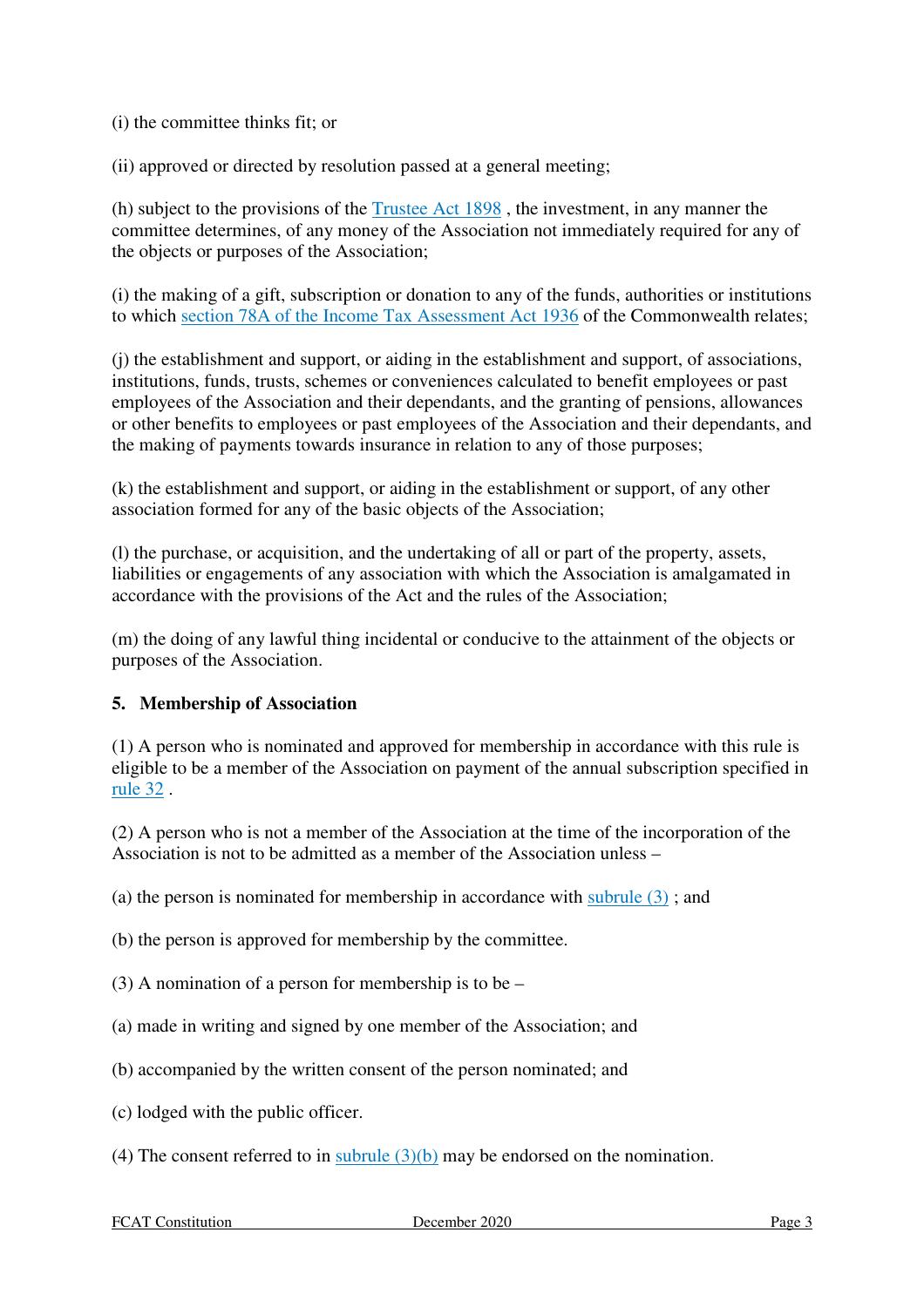(i) the committee thinks fit; or

(ii) approved or directed by resolution passed at a general meeting;

(h) subject to the provisions of the Trustee Act 1898 , the investment, in any manner the committee determines, of any money of the Association not immediately required for any of the objects or purposes of the Association;

(i) the making of a gift, subscription or donation to any of the funds, authorities or institutions to which section 78A of the Income Tax Assessment Act 1936 of the Commonwealth relates;

(j) the establishment and support, or aiding in the establishment and support, of associations, institutions, funds, trusts, schemes or conveniences calculated to benefit employees or past employees of the Association and their dependants, and the granting of pensions, allowances or other benefits to employees or past employees of the Association and their dependants, and the making of payments towards insurance in relation to any of those purposes;

(k) the establishment and support, or aiding in the establishment or support, of any other association formed for any of the basic objects of the Association;

(l) the purchase, or acquisition, and the undertaking of all or part of the property, assets, liabilities or engagements of any association with which the Association is amalgamated in accordance with the provisions of the Act and the rules of the Association;

(m) the doing of any lawful thing incidental or conducive to the attainment of the objects or purposes of the Association.

## 5. Membership of Association

(1) A person who is nominated and approved for membership in accordance with this rule is eligible to be a member of the Association on payment of the annual subscription specified in rule 32 .

(2) A person who is not a member of the Association at the time of the incorporation of the Association is not to be admitted as a member of the Association unless –

(a) the person is nominated for membership in accordance with subrule (3) ; and

(b) the person is approved for membership by the committee.

(3) A nomination of a person for membership is to be –

(a) made in writing and signed by one member of the Association; and

(b) accompanied by the written consent of the person nominated; and

(c) lodged with the public officer.

(4) The consent referred to in subrule (3)(b) may be endorsed on the nomination.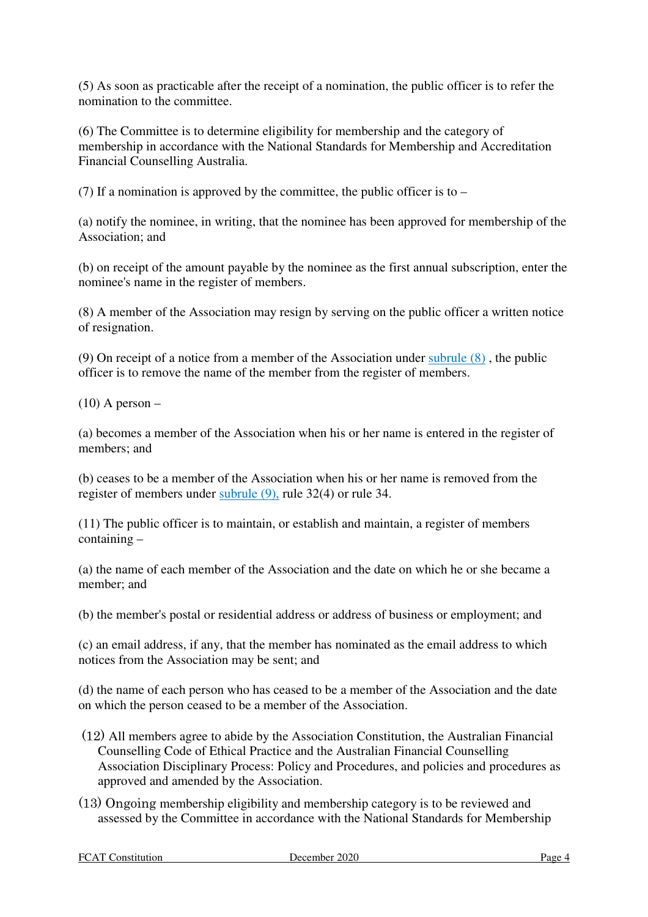(5) As soon as practicable after the receipt of a nomination, the public officer is to refer the nomination to the committee.

(6) The Committee is to determine eligibility for membership and the category of membership in accordance with the National Standards for Membership and Accreditation Financial Counselling Australia.

(7) If a nomination is approved by the committee, the public officer is to –

(a) notify the nominee, in writing, that the nominee has been approved for membership of the Association; and

(b) on receipt of the amount payable by the nominee as the first annual subscription, enter the nominee's name in the register of members.

(8) A member of the Association may resign by serving on the public officer a written notice of resignation.

(9) On receipt of a notice from a member of the Association under subrule (8) , the public officer is to remove the name of the member from the register of members.

(10) A person –

(a) becomes a member of the Association when his or her name is entered in the register of members; and

(b) ceases to be a member of the Association when his or her name is removed from the register of members under subrule (9), rule 32(4) or rule 34.

(11) The public officer is to maintain, or establish and maintain, a register of members containing –

(a) the name of each member of the Association and the date on which he or she became a member; and

(b) the member's postal or residential address or address of business or employment; and

(c) an email address, if any, that the member has nominated as the email address to which notices from the Association may be sent; and

(d) the name of each person who has ceased to be a member of the Association and the date on which the person ceased to be a member of the Association.

(12) All members agree to abide by the Association Constitution, the Australian Financial Counselling Code of Ethical Practice and the Australian Financial Counselling Association Disciplinary Process: Policy and Procedures, and policies and procedures as approved and amended by the Association.

(13) Ongoing membership eligibility and membership category is to be reviewed and assessed by the Committee in accordance with the National Standards for Membership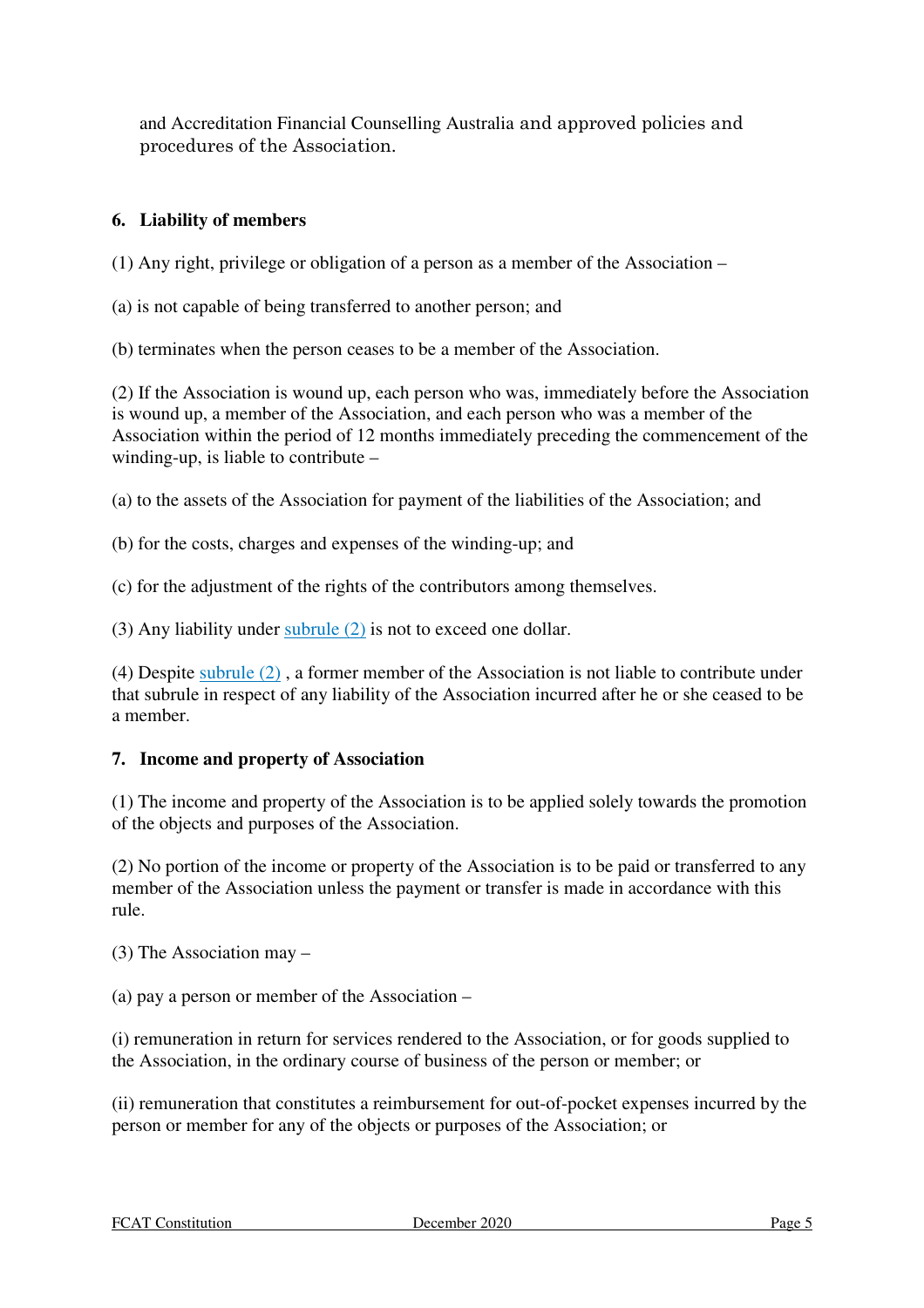and Accreditation Financial Counselling Australia and approved policies and procedures of the Association.

### 6. Liability of members

(1) Any right, privilege or obligation of a person as a member of the Association –

(a) is not capable of being transferred to another person; and

(b) terminates when the person ceases to be a member of the Association.

(2) If the Association is wound up, each person who was, immediately before the Association is wound up, a member of the Association, and each person who was a member of the Association within the period of 12 months immediately preceding the commencement of the winding-up, is liable to contribute –

(a) to the assets of the Association for payment of the liabilities of the Association; and

(b) for the costs, charges and expenses of the winding-up; and

(c) for the adjustment of the rights of the contributors among themselves.

(3) Any liability under subrule (2) is not to exceed one dollar.

(4) Despite subrule (2) , a former member of the Association is not liable to contribute under that subrule in respect of any liability of the Association incurred after he or she ceased to be a member.

### 7. Income and property of Association

(1) The income and property of the Association is to be applied solely towards the promotion of the objects and purposes of the Association.

(2) No portion of the income or property of the Association is to be paid or transferred to any member of the Association unless the payment or transfer is made in accordance with this rule.

(3) The Association may –

(a) pay a person or member of the Association –

(i) remuneration in return for services rendered to the Association, or for goods supplied to the Association, in the ordinary course of business of the person or member; or

(ii) remuneration that constitutes a reimbursement for out-of-pocket expenses incurred by the person or member for any of the objects or purposes of the Association; or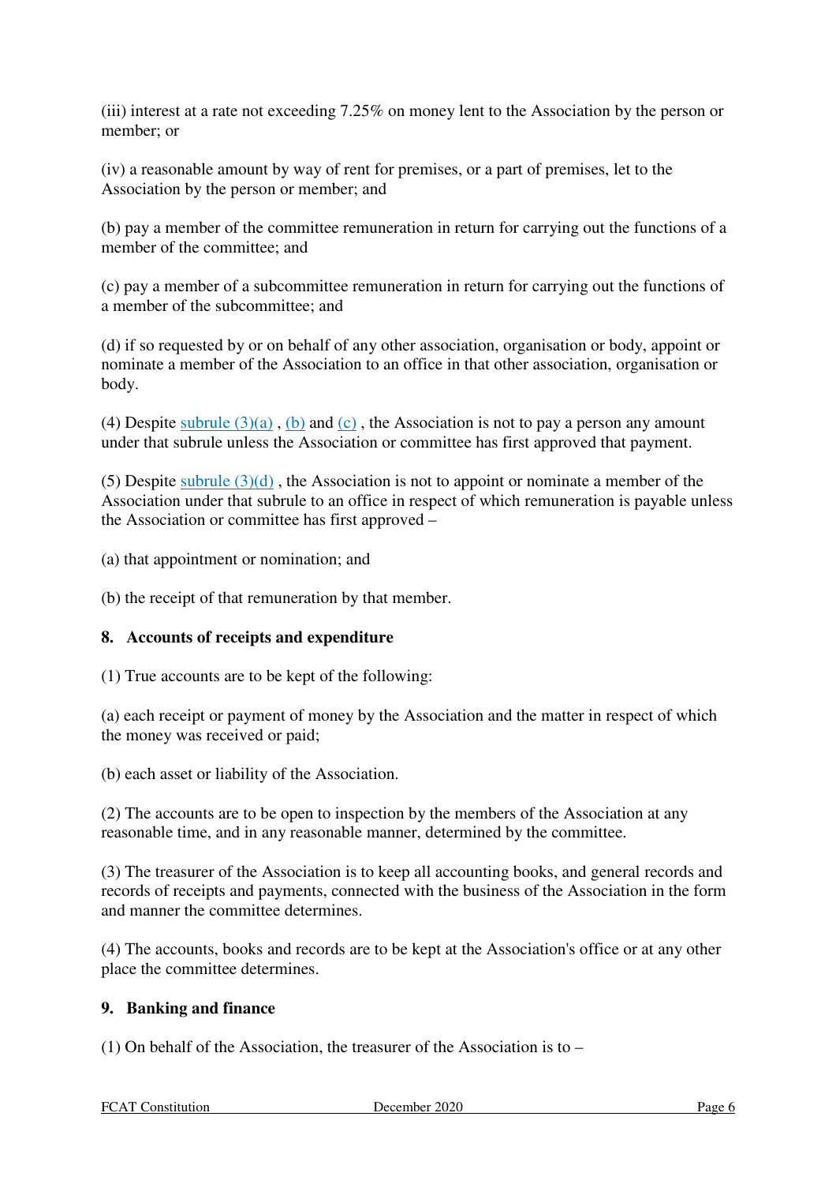(iii) interest at a rate not exceeding 7.25% on money lent to the Association by the person or member; or

(iv) a reasonable amount by way of rent for premises, or a part of premises, let to the Association by the person or member; and

(b) pay a member of the committee remuneration in return for carrying out the functions of a member of the committee; and

(c) pay a member of a subcommittee remuneration in return for carrying out the functions of a member of the subcommittee; and

(d) if so requested by or on behalf of any other association, organisation or body, appoint or nominate a member of the Association to an office in that other association, organisation or body.

(4) Despite subrule (3)(a) , (b) and (c) , the Association is not to pay a person any amount under that subrule unless the Association or committee has first approved that payment.

(5) Despite subrule (3)(d) , the Association is not to appoint or nominate a member of the Association under that subrule to an office in respect of which remuneration is payable unless the Association or committee has first approved –

(a) that appointment or nomination; and

(b) the receipt of that remuneration by that member.

## 8. Accounts of receipts and expenditure

(1) True accounts are to be kept of the following:

(a) each receipt or payment of money by the Association and the matter in respect of which the money was received or paid;

(b) each asset or liability of the Association.

(2) The accounts are to be open to inspection by the members of the Association at any reasonable time, and in any reasonable manner, determined by the committee.

(3) The treasurer of the Association is to keep all accounting books, and general records and records of receipts and payments, connected with the business of the Association in the form and manner the committee determines.

(4) The accounts, books and records are to be kept at the Association's office or at any other place the committee determines.

## 9. Banking and finance

(1) On behalf of the Association, the treasurer of the Association is to –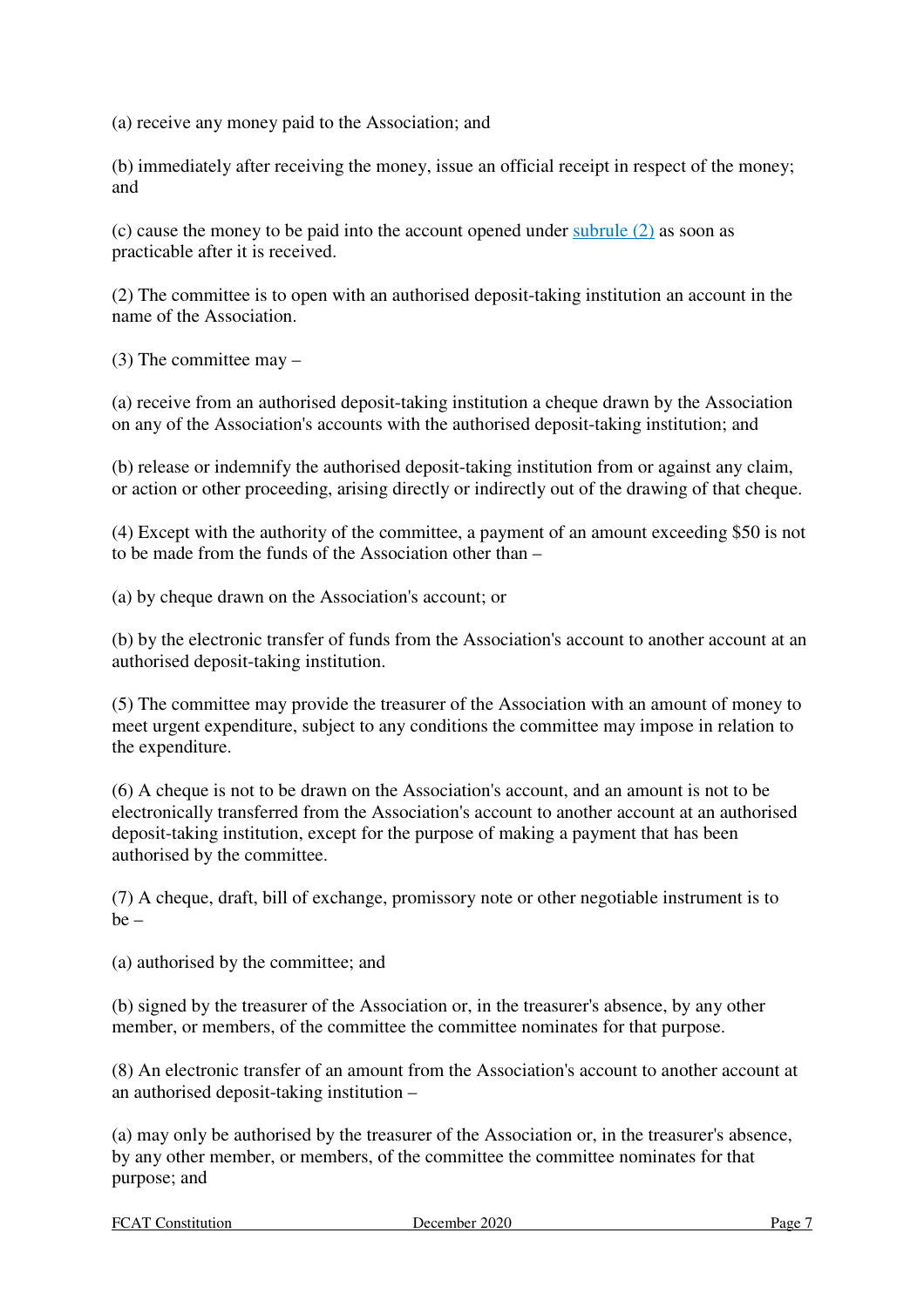(a) receive any money paid to the Association; and

(b) immediately after receiving the money, issue an official receipt in respect of the money; and

(c) cause the money to be paid into the account opened under subrule (2) as soon as practicable after it is received.

(2) The committee is to open with an authorised deposit-taking institution an account in the name of the Association.

(3) The committee may –

(a) receive from an authorised deposit-taking institution a cheque drawn by the Association on any of the Association's accounts with the authorised deposit-taking institution; and

(b) release or indemnify the authorised deposit-taking institution from or against any claim, or action or other proceeding, arising directly or indirectly out of the drawing of that cheque.

(4) Except with the authority of the committee, a payment of an amount exceeding $50 is not to be made from the funds of the Association other than –

(a) by cheque drawn on the Association's account; or

(b) by the electronic transfer of funds from the Association's account to another account at an authorised deposit-taking institution.

(5) The committee may provide the treasurer of the Association with an amount of money to meet urgent expenditure, subject to any conditions the committee may impose in relation to the expenditure.

(6) A cheque is not to be drawn on the Association's account, and an amount is not to be electronically transferred from the Association's account to another account at an authorised deposit-taking institution, except for the purpose of making a payment that has been authorised by the committee.

(7) A cheque, draft, bill of exchange, promissory note or other negotiable instrument is to be –

(a) authorised by the committee; and

(b) signed by the treasurer of the Association or, in the treasurer's absence, by any other member, or members, of the committee the committee nominates for that purpose.

(8) An electronic transfer of an amount from the Association's account to another account at an authorised deposit-taking institution –

(a) may only be authorised by the treasurer of the Association or, in the treasurer's absence, by any other member, or members, of the committee the committee nominates for that purpose; and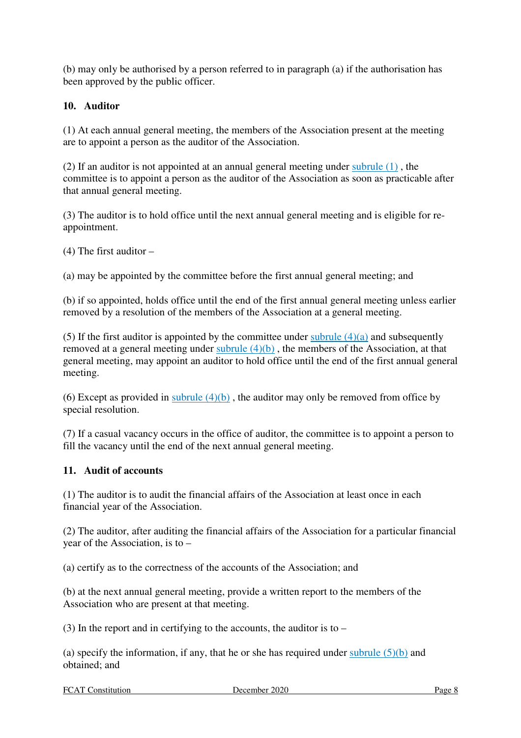(b) may only be authorised by a person referred to in paragraph (a) if the authorisation has been approved by the public officer.

### 10. Auditor

(1) At each annual general meeting, the members of the Association present at the meeting are to appoint a person as the auditor of the Association.

(2) If an auditor is not appointed at an annual general meeting under subrule (1) , the committee is to appoint a person as the auditor of the Association as soon as practicable after that annual general meeting.

(3) The auditor is to hold office until the next annual general meeting and is eligible for re-appointment.

(4) The first auditor –

(a) may be appointed by the committee before the first annual general meeting; and

(b) if so appointed, holds office until the end of the first annual general meeting unless earlier removed by a resolution of the members of the Association at a general meeting.

(5) If the first auditor is appointed by the committee under subrule (4)(a) and subsequently removed at a general meeting under subrule (4)(b) , the members of the Association, at that general meeting, may appoint an auditor to hold office until the end of the first annual general meeting.

(6) Except as provided in subrule (4)(b) , the auditor may only be removed from office by special resolution.

(7) If a casual vacancy occurs in the office of auditor, the committee is to appoint a person to fill the vacancy until the end of the next annual general meeting.

### 11. Audit of accounts

(1) The auditor is to audit the financial affairs of the Association at least once in each financial year of the Association.

(2) The auditor, after auditing the financial affairs of the Association for a particular financial year of the Association, is to –

(a) certify as to the correctness of the accounts of the Association; and

(b) at the next annual general meeting, provide a written report to the members of the Association who are present at that meeting.

(3) In the report and in certifying to the accounts, the auditor is to –

(a) specify the information, if any, that he or she has required under subrule (5)(b) and obtained; and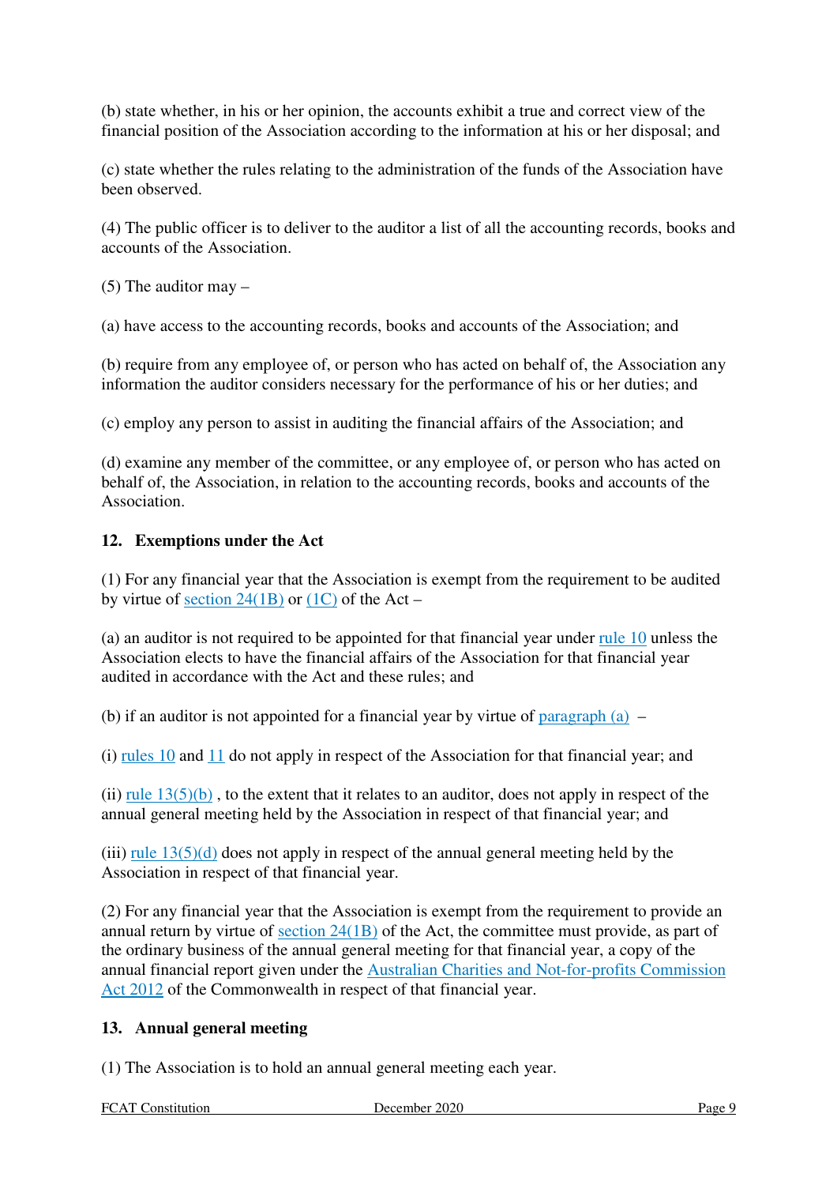(b) state whether, in his or her opinion, the accounts exhibit a true and correct view of the financial position of the Association according to the information at his or her disposal; and

(c) state whether the rules relating to the administration of the funds of the Association have been observed.

(4) The public officer is to deliver to the auditor a list of all the accounting records, books and accounts of the Association.

(5) The auditor may –

(a) have access to the accounting records, books and accounts of the Association; and

(b) require from any employee of, or person who has acted on behalf of, the Association any information the auditor considers necessary for the performance of his or her duties; and

(c) employ any person to assist in auditing the financial affairs of the Association; and

(d) examine any member of the committee, or any employee of, or person who has acted on behalf of, the Association, in relation to the accounting records, books and accounts of the Association.

## 12. Exemptions under the Act

(1) For any financial year that the Association is exempt from the requirement to be audited by virtue of section 24(1B) or (1C) of the Act –

(a) an auditor is not required to be appointed for that financial year under rule 10 unless the Association elects to have the financial affairs of the Association for that financial year audited in accordance with the Act and these rules; and

(b) if an auditor is not appointed for a financial year by virtue of paragraph (a) –

(i) rules 10 and 11 do not apply in respect of the Association for that financial year; and

(ii) rule 13(5)(b) , to the extent that it relates to an auditor, does not apply in respect of the annual general meeting held by the Association in respect of that financial year; and

(iii) rule 13(5)(d) does not apply in respect of the annual general meeting held by the Association in respect of that financial year.

(2) For any financial year that the Association is exempt from the requirement to provide an annual return by virtue of section 24(1B) of the Act, the committee must provide, as part of the ordinary business of the annual general meeting for that financial year, a copy of the annual financial report given under the Australian Charities and Not-for-profits Commission Act 2012 of the Commonwealth in respect of that financial year.

## 13. Annual general meeting

(1) The Association is to hold an annual general meeting each year.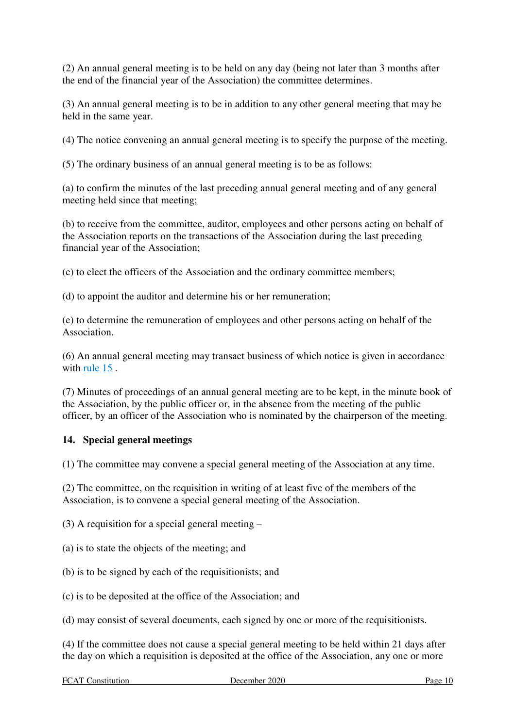(2) An annual general meeting is to be held on any day (being not later than 3 months after the end of the financial year of the Association) the committee determines.

(3) An annual general meeting is to be in addition to any other general meeting that may be held in the same year.

(4) The notice convening an annual general meeting is to specify the purpose of the meeting.

(5) The ordinary business of an annual general meeting is to be as follows:

(a) to confirm the minutes of the last preceding annual general meeting and of any general meeting held since that meeting;

(b) to receive from the committee, auditor, employees and other persons acting on behalf of the Association reports on the transactions of the Association during the last preceding financial year of the Association;

(c) to elect the officers of the Association and the ordinary committee members;

(d) to appoint the auditor and determine his or her remuneration;

(e) to determine the remuneration of employees and other persons acting on behalf of the Association.

(6) An annual general meeting may transact business of which notice is given in accordance with rule 15 .

(7) Minutes of proceedings of an annual general meeting are to be kept, in the minute book of the Association, by the public officer or, in the absence from the meeting of the public officer, by an officer of the Association who is nominated by the chairperson of the meeting.

### 14. Special general meetings

(1) The committee may convene a special general meeting of the Association at any time.

(2) The committee, on the requisition in writing of at least five of the members of the Association, is to convene a special general meeting of the Association.

(3) A requisition for a special general meeting –

(a) is to state the objects of the meeting; and

(b) is to be signed by each of the requisitionists; and

(c) is to be deposited at the office of the Association; and

(d) may consist of several documents, each signed by one or more of the requisitionists.

(4) If the committee does not cause a special general meeting to be held within 21 days after the day on which a requisition is deposited at the office of the Association, any one or more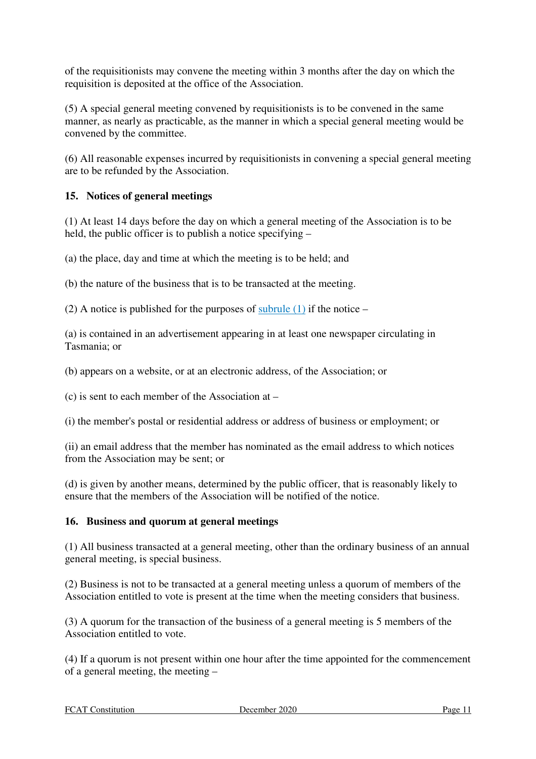of the requisitionists may convene the meeting within 3 months after the day on which the requisition is deposited at the office of the Association.

(5) A special general meeting convened by requisitionists is to be convened in the same manner, as nearly as practicable, as the manner in which a special general meeting would be convened by the committee.

(6) All reasonable expenses incurred by requisitionists in convening a special general meeting are to be refunded by the Association.

### 15. Notices of general meetings

(1) At least 14 days before the day on which a general meeting of the Association is to be held, the public officer is to publish a notice specifying –

(a) the place, day and time at which the meeting is to be held; and

(b) the nature of the business that is to be transacted at the meeting.

(2) A notice is published for the purposes of subrule (1) if the notice –

(a) is contained in an advertisement appearing in at least one newspaper circulating in Tasmania; or

(b) appears on a website, or at an electronic address, of the Association; or

(c) is sent to each member of the Association at –

(i) the member's postal or residential address or address of business or employment; or

(ii) an email address that the member has nominated as the email address to which notices from the Association may be sent; or

(d) is given by another means, determined by the public officer, that is reasonably likely to ensure that the members of the Association will be notified of the notice.

### 16. Business and quorum at general meetings

(1) All business transacted at a general meeting, other than the ordinary business of an annual general meeting, is special business.

(2) Business is not to be transacted at a general meeting unless a quorum of members of the Association entitled to vote is present at the time when the meeting considers that business.

(3) A quorum for the transaction of the business of a general meeting is 5 members of the Association entitled to vote.

(4) If a quorum is not present within one hour after the time appointed for the commencement of a general meeting, the meeting –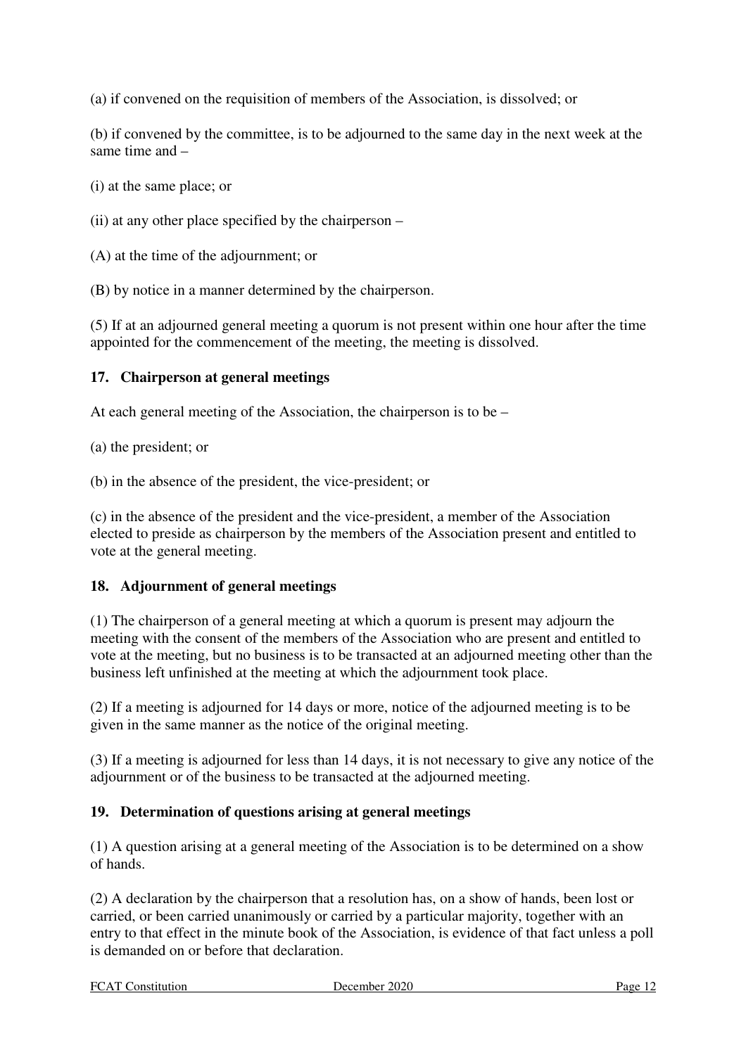(a) if convened on the requisition of members of the Association, is dissolved; or

(b) if convened by the committee, is to be adjourned to the same day in the next week at the same time and –

(i) at the same place; or

(ii) at any other place specified by the chairperson –

(A) at the time of the adjournment; or

(B) by notice in a manner determined by the chairperson.

(5) If at an adjourned general meeting a quorum is not present within one hour after the time appointed for the commencement of the meeting, the meeting is dissolved.

### 17. Chairperson at general meetings

At each general meeting of the Association, the chairperson is to be –

(a) the president; or

(b) in the absence of the president, the vice-president; or

(c) in the absence of the president and the vice-president, a member of the Association elected to preside as chairperson by the members of the Association present and entitled to vote at the general meeting.

### 18. Adjournment of general meetings

(1) The chairperson of a general meeting at which a quorum is present may adjourn the meeting with the consent of the members of the Association who are present and entitled to vote at the meeting, but no business is to be transacted at an adjourned meeting other than the business left unfinished at the meeting at which the adjournment took place.

(2) If a meeting is adjourned for 14 days or more, notice of the adjourned meeting is to be given in the same manner as the notice of the original meeting.

(3) If a meeting is adjourned for less than 14 days, it is not necessary to give any notice of the adjournment or of the business to be transacted at the adjourned meeting.

### 19. Determination of questions arising at general meetings

(1) A question arising at a general meeting of the Association is to be determined on a show of hands.

(2) A declaration by the chairperson that a resolution has, on a show of hands, been lost or carried, or been carried unanimously or carried by a particular majority, together with an entry to that effect in the minute book of the Association, is evidence of that fact unless a poll is demanded on or before that declaration.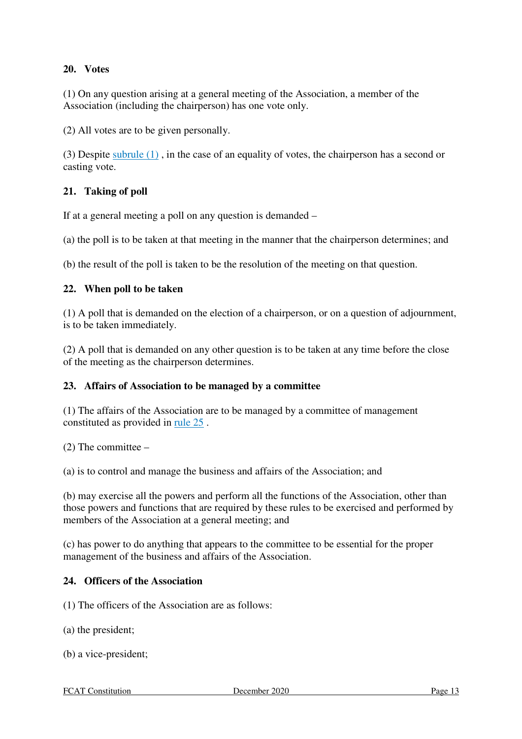## 20. Votes

(1) On any question arising at a general meeting of the Association, a member of the Association (including the chairperson) has one vote only.

(2) All votes are to be given personally.

(3) Despite subrule (1) , in the case of an equality of votes, the chairperson has a second or casting vote.

## 21. Taking of poll

If at a general meeting a poll on any question is demanded –

(a) the poll is to be taken at that meeting in the manner that the chairperson determines; and

(b) the result of the poll is taken to be the resolution of the meeting on that question.

## 22. When poll to be taken

(1) A poll that is demanded on the election of a chairperson, or on a question of adjournment, is to be taken immediately.

(2) A poll that is demanded on any other question is to be taken at any time before the close of the meeting as the chairperson determines.

## 23. Affairs of Association to be managed by a committee

(1) The affairs of the Association are to be managed by a committee of management constituted as provided in rule 25 .

(2) The committee –

(a) is to control and manage the business and affairs of the Association; and

(b) may exercise all the powers and perform all the functions of the Association, other than those powers and functions that are required by these rules to be exercised and performed by members of the Association at a general meeting; and

(c) has power to do anything that appears to the committee to be essential for the proper management of the business and affairs of the Association.

## 24. Officers of the Association

(1) The officers of the Association are as follows:

(a) the president;

(b) a vice-president;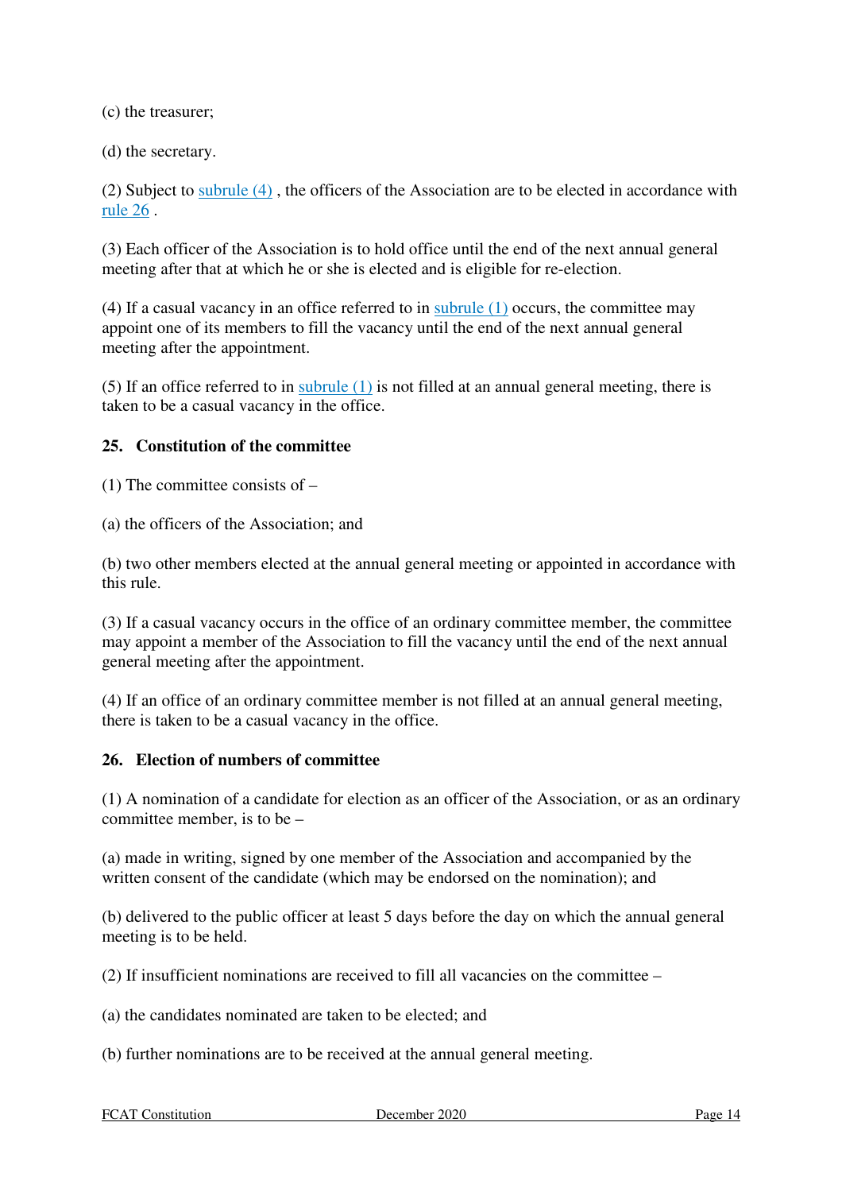(c) the treasurer;

(d) the secretary.

(2) Subject to subrule (4) , the officers of the Association are to be elected in accordance with rule 26 .

(3) Each officer of the Association is to hold office until the end of the next annual general meeting after that at which he or she is elected and is eligible for re-election.

(4) If a casual vacancy in an office referred to in subrule (1) occurs, the committee may appoint one of its members to fill the vacancy until the end of the next annual general meeting after the appointment.

(5) If an office referred to in subrule (1) is not filled at an annual general meeting, there is taken to be a casual vacancy in the office.

## 25. Constitution of the committee

(1) The committee consists of –

(a) the officers of the Association; and

(b) two other members elected at the annual general meeting or appointed in accordance with this rule.

(3) If a casual vacancy occurs in the office of an ordinary committee member, the committee may appoint a member of the Association to fill the vacancy until the end of the next annual general meeting after the appointment.

(4) If an office of an ordinary committee member is not filled at an annual general meeting, there is taken to be a casual vacancy in the office.

## 26. Election of numbers of committee

(1) A nomination of a candidate for election as an officer of the Association, or as an ordinary committee member, is to be –

(a) made in writing, signed by one member of the Association and accompanied by the written consent of the candidate (which may be endorsed on the nomination); and

(b) delivered to the public officer at least 5 days before the day on which the annual general meeting is to be held.

(2) If insufficient nominations are received to fill all vacancies on the committee –

(a) the candidates nominated are taken to be elected; and

(b) further nominations are to be received at the annual general meeting.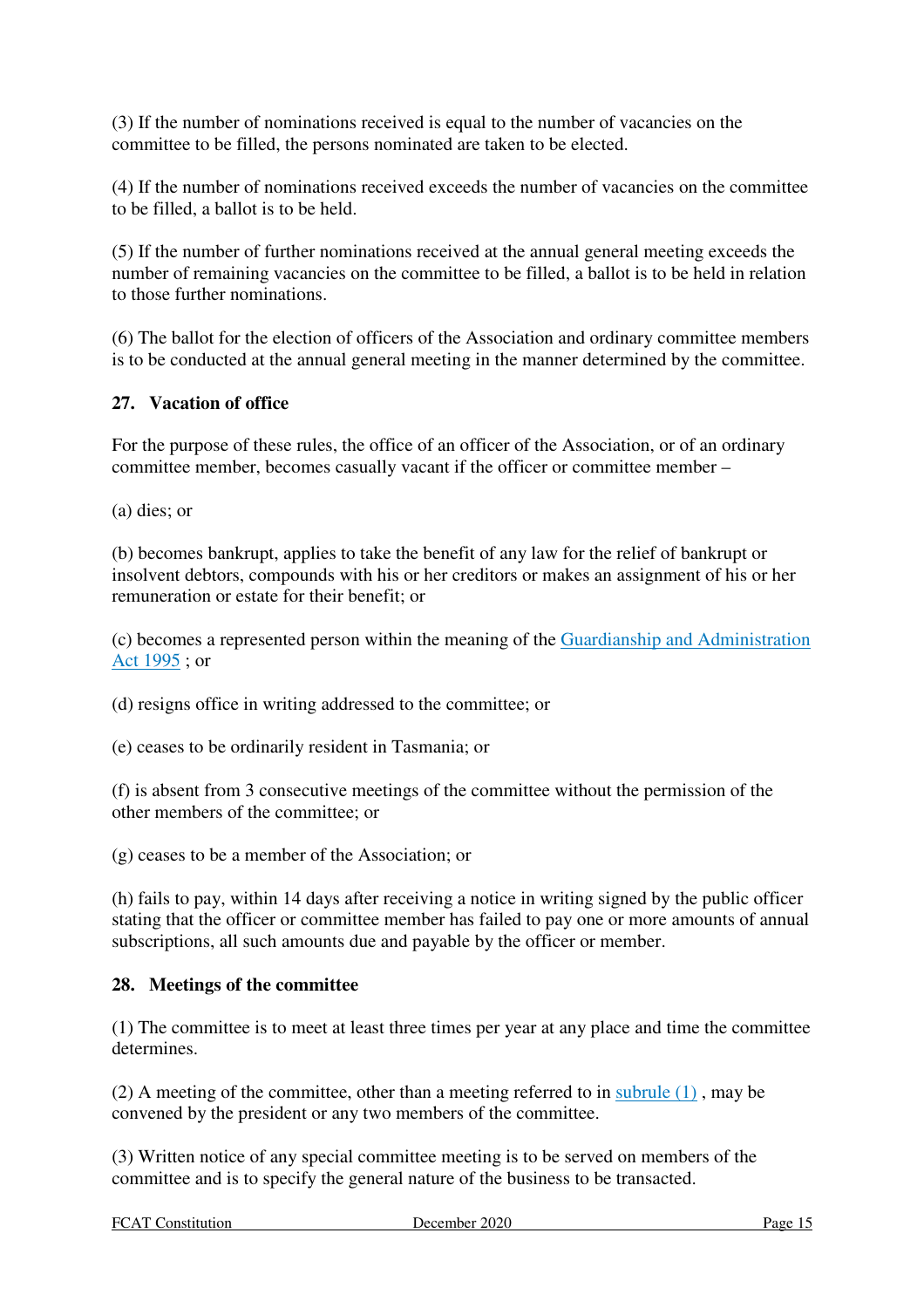(3) If the number of nominations received is equal to the number of vacancies on the committee to be filled, the persons nominated are taken to be elected.

(4) If the number of nominations received exceeds the number of vacancies on the committee to be filled, a ballot is to be held.

(5) If the number of further nominations received at the annual general meeting exceeds the number of remaining vacancies on the committee to be filled, a ballot is to be held in relation to those further nominations.

(6) The ballot for the election of officers of the Association and ordinary committee members is to be conducted at the annual general meeting in the manner determined by the committee.

### 27. Vacation of office

For the purpose of these rules, the office of an officer of the Association, or of an ordinary committee member, becomes casually vacant if the officer or committee member –

(a) dies; or

(b) becomes bankrupt, applies to take the benefit of any law for the relief of bankrupt or insolvent debtors, compounds with his or her creditors or makes an assignment of his or her remuneration or estate for their benefit; or

(c) becomes a represented person within the meaning of the Guardianship and Administration Act 1995 ; or

(d) resigns office in writing addressed to the committee; or

(e) ceases to be ordinarily resident in Tasmania; or

(f) is absent from 3 consecutive meetings of the committee without the permission of the other members of the committee; or

(g) ceases to be a member of the Association; or

(h) fails to pay, within 14 days after receiving a notice in writing signed by the public officer stating that the officer or committee member has failed to pay one or more amounts of annual subscriptions, all such amounts due and payable by the officer or member.

### 28. Meetings of the committee

(1) The committee is to meet at least three times per year at any place and time the committee determines.

(2) A meeting of the committee, other than a meeting referred to in subrule (1) , may be convened by the president or any two members of the committee.

(3) Written notice of any special committee meeting is to be served on members of the committee and is to specify the general nature of the business to be transacted.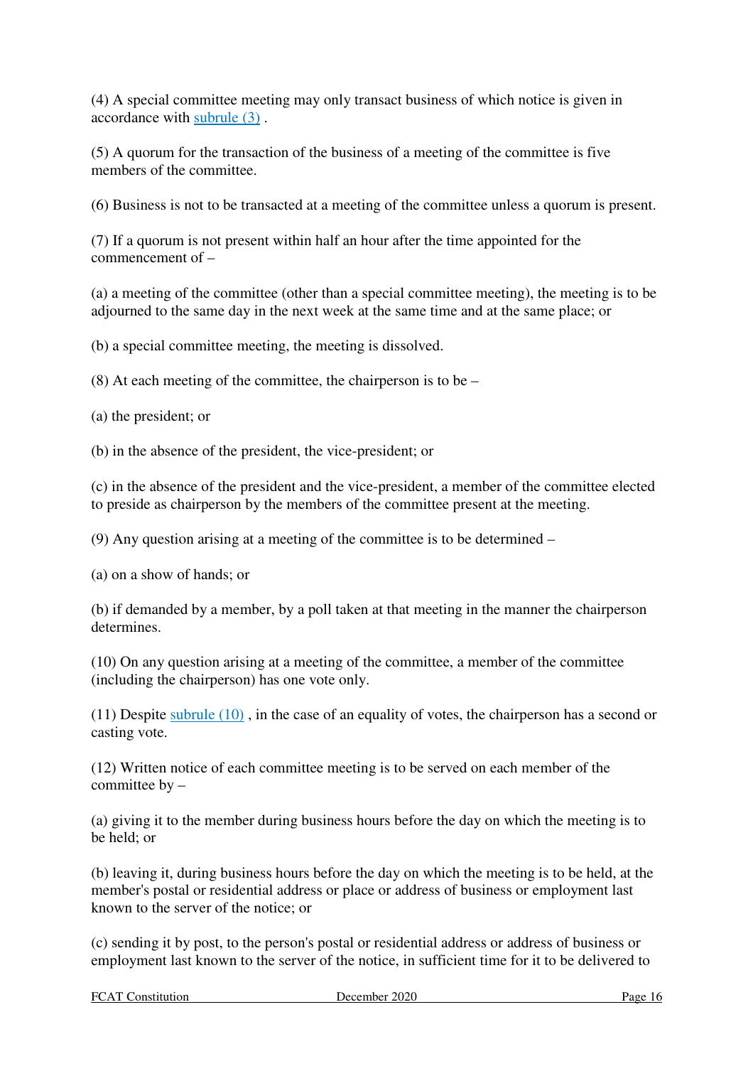(4) A special committee meeting may only transact business of which notice is given in accordance with subrule (3) .

(5) A quorum for the transaction of the business of a meeting of the committee is five members of the committee.

(6) Business is not to be transacted at a meeting of the committee unless a quorum is present.

(7) If a quorum is not present within half an hour after the time appointed for the commencement of –

(a) a meeting of the committee (other than a special committee meeting), the meeting is to be adjourned to the same day in the next week at the same time and at the same place; or

(b) a special committee meeting, the meeting is dissolved.

(8) At each meeting of the committee, the chairperson is to be –

(a) the president; or

(b) in the absence of the president, the vice-president; or

(c) in the absence of the president and the vice-president, a member of the committee elected to preside as chairperson by the members of the committee present at the meeting.

(9) Any question arising at a meeting of the committee is to be determined –

(a) on a show of hands; or

(b) if demanded by a member, by a poll taken at that meeting in the manner the chairperson determines.

(10) On any question arising at a meeting of the committee, a member of the committee (including the chairperson) has one vote only.

(11) Despite subrule (10) , in the case of an equality of votes, the chairperson has a second or casting vote.

(12) Written notice of each committee meeting is to be served on each member of the committee by –

(a) giving it to the member during business hours before the day on which the meeting is to be held; or

(b) leaving it, during business hours before the day on which the meeting is to be held, at the member's postal or residential address or place or address of business or employment last known to the server of the notice; or

(c) sending it by post, to the person's postal or residential address or address of business or employment last known to the server of the notice, in sufficient time for it to be delivered to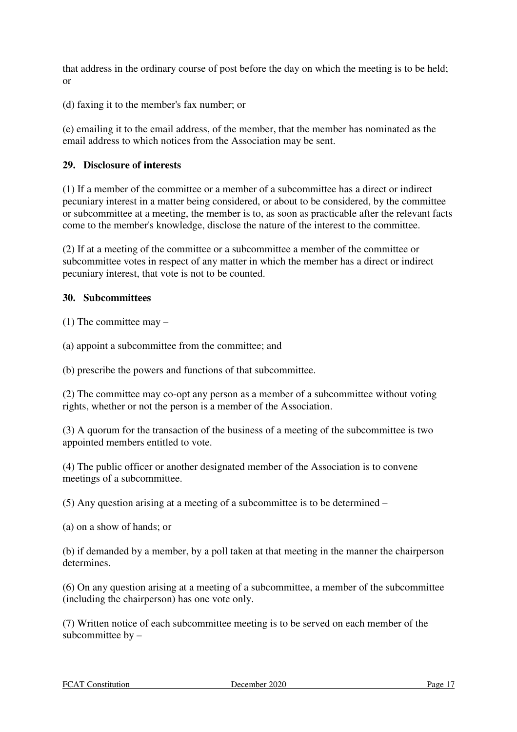that address in the ordinary course of post before the day on which the meeting is to be held; or

(d) faxing it to the member's fax number; or

(e) emailing it to the email address, of the member, that the member has nominated as the email address to which notices from the Association may be sent.

### 29. Disclosure of interests

(1) If a member of the committee or a member of a subcommittee has a direct or indirect pecuniary interest in a matter being considered, or about to be considered, by the committee or subcommittee at a meeting, the member is to, as soon as practicable after the relevant facts come to the member's knowledge, disclose the nature of the interest to the committee.

(2) If at a meeting of the committee or a subcommittee a member of the committee or subcommittee votes in respect of any matter in which the member has a direct or indirect pecuniary interest, that vote is not to be counted.

### 30. Subcommittees

(1) The committee may –

(a) appoint a subcommittee from the committee; and

(b) prescribe the powers and functions of that subcommittee.

(2) The committee may co-opt any person as a member of a subcommittee without voting rights, whether or not the person is a member of the Association.

(3) A quorum for the transaction of the business of a meeting of the subcommittee is two appointed members entitled to vote.

(4) The public officer or another designated member of the Association is to convene meetings of a subcommittee.

(5) Any question arising at a meeting of a subcommittee is to be determined –

(a) on a show of hands; or

(b) if demanded by a member, by a poll taken at that meeting in the manner the chairperson determines.

(6) On any question arising at a meeting of a subcommittee, a member of the subcommittee (including the chairperson) has one vote only.

(7) Written notice of each subcommittee meeting is to be served on each member of the subcommittee by –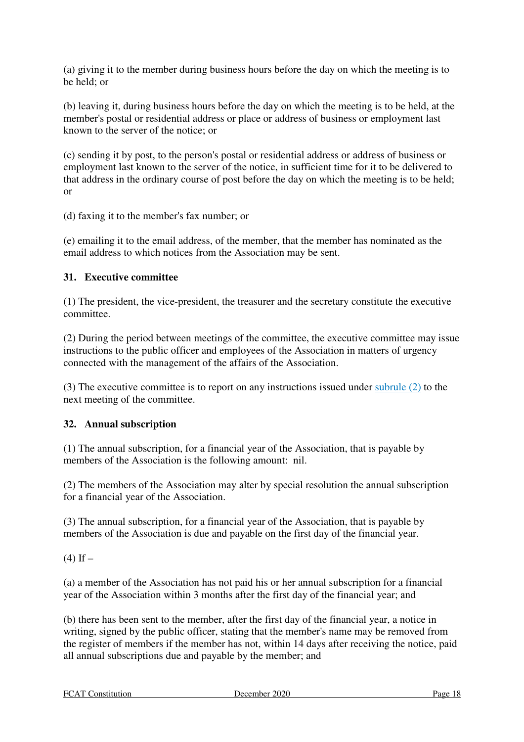(a) giving it to the member during business hours before the day on which the meeting is to be held; or

(b) leaving it, during business hours before the day on which the meeting is to be held, at the member's postal or residential address or place or address of business or employment last known to the server of the notice; or

(c) sending it by post, to the person's postal or residential address or address of business or employment last known to the server of the notice, in sufficient time for it to be delivered to that address in the ordinary course of post before the day on which the meeting is to be held; or

(d) faxing it to the member's fax number; or

(e) emailing it to the email address, of the member, that the member has nominated as the email address to which notices from the Association may be sent.

### 31. Executive committee

(1) The president, the vice-president, the treasurer and the secretary constitute the executive committee.

(2) During the period between meetings of the committee, the executive committee may issue instructions to the public officer and employees of the Association in matters of urgency connected with the management of the affairs of the Association.

(3) The executive committee is to report on any instructions issued under subrule (2) to the next meeting of the committee.

### 32. Annual subscription

(1) The annual subscription, for a financial year of the Association, that is payable by members of the Association is the following amount: nil.

(2) The members of the Association may alter by special resolution the annual subscription for a financial year of the Association.

(3) The annual subscription, for a financial year of the Association, that is payable by members of the Association is due and payable on the first day of the financial year.

(4) If –

(a) a member of the Association has not paid his or her annual subscription for a financial year of the Association within 3 months after the first day of the financial year; and

(b) there has been sent to the member, after the first day of the financial year, a notice in writing, signed by the public officer, stating that the member's name may be removed from the register of members if the member has not, within 14 days after receiving the notice, paid all annual subscriptions due and payable by the member; and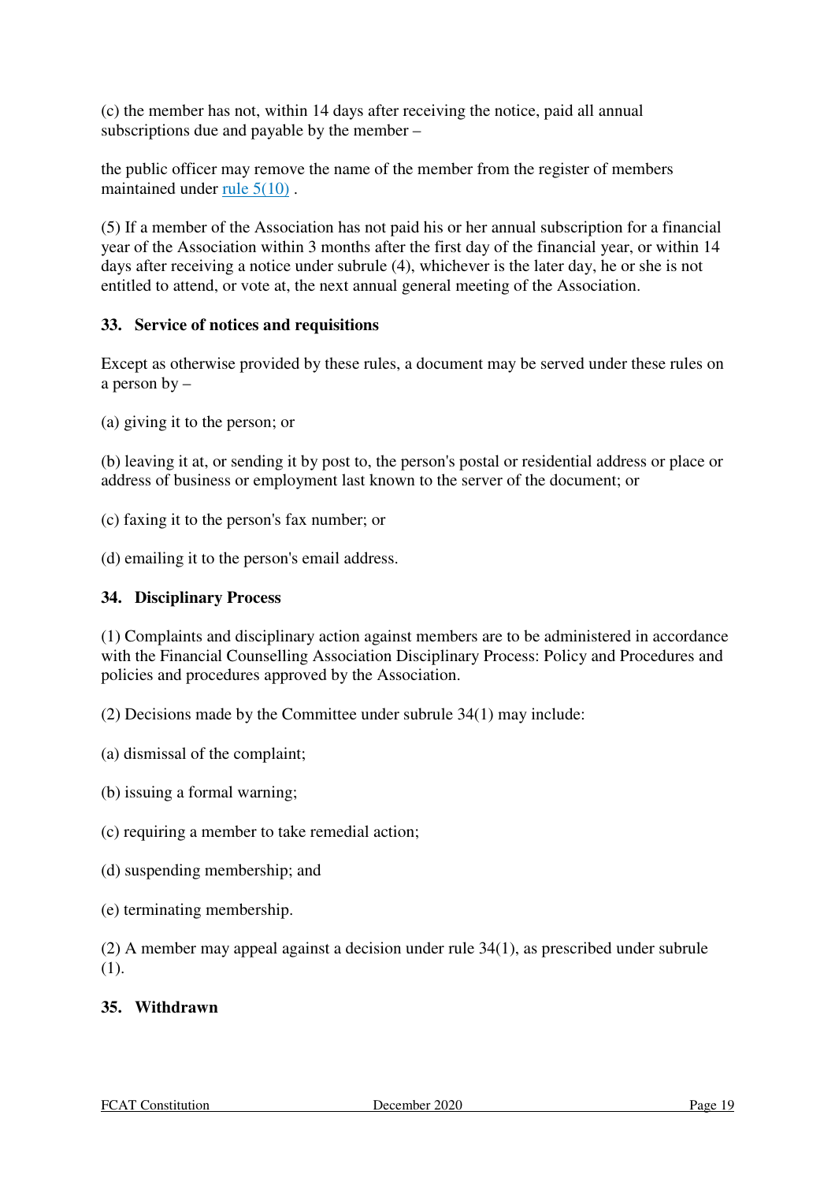(c) the member has not, within 14 days after receiving the notice, paid all annual subscriptions due and payable by the member –

the public officer may remove the name of the member from the register of members maintained under rule 5(10) .

(5) If a member of the Association has not paid his or her annual subscription for a financial year of the Association within 3 months after the first day of the financial year, or within 14 days after receiving a notice under subrule (4), whichever is the later day, he or she is not entitled to attend, or vote at, the next annual general meeting of the Association.

**33. Service of notices and requisitions**

Except as otherwise provided by these rules, a document may be served under these rules on a person by –

(a) giving it to the person; or

(b) leaving it at, or sending it by post to, the person's postal or residential address or place or address of business or employment last known to the server of the document; or

(c) faxing it to the person's fax number; or

(d) emailing it to the person's email address.

**34. Disciplinary Process**

(1) Complaints and disciplinary action against members are to be administered in accordance with the Financial Counselling Association Disciplinary Process: Policy and Procedures and policies and procedures approved by the Association.

(2) Decisions made by the Committee under subrule 34(1) may include:

(a) dismissal of the complaint;

(b) issuing a formal warning;

(c) requiring a member to take remedial action;

(d) suspending membership; and

(e) terminating membership.

(2) A member may appeal against a decision under rule 34(1), as prescribed under subrule (1).

**35. Withdrawn**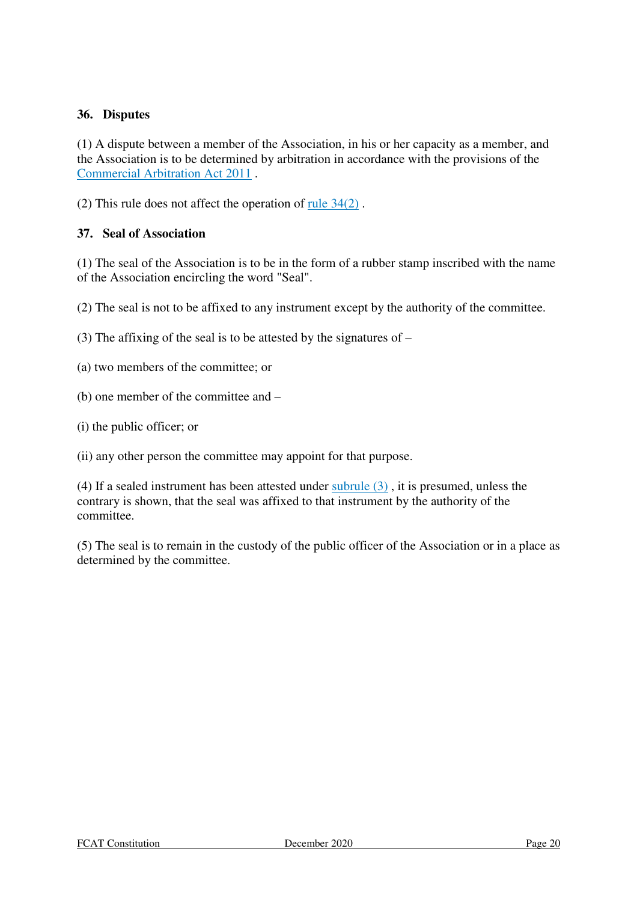### 36. Disputes

(1) A dispute between a member of the Association, in his or her capacity as a member, and the Association is to be determined by arbitration in accordance with the provisions of the Commercial Arbitration Act 2011 .

(2) This rule does not affect the operation of rule 34(2) .

### 37. Seal of Association

(1) The seal of the Association is to be in the form of a rubber stamp inscribed with the name of the Association encircling the word "Seal".

(2) The seal is not to be affixed to any instrument except by the authority of the committee.

(3) The affixing of the seal is to be attested by the signatures of –

(a) two members of the committee; or

(b) one member of the committee and –

(i) the public officer; or

(ii) any other person the committee may appoint for that purpose.

(4) If a sealed instrument has been attested under subrule (3) , it is presumed, unless the contrary is shown, that the seal was affixed to that instrument by the authority of the committee.

(5) The seal is to remain in the custody of the public officer of the Association or in a place as determined by the committee.